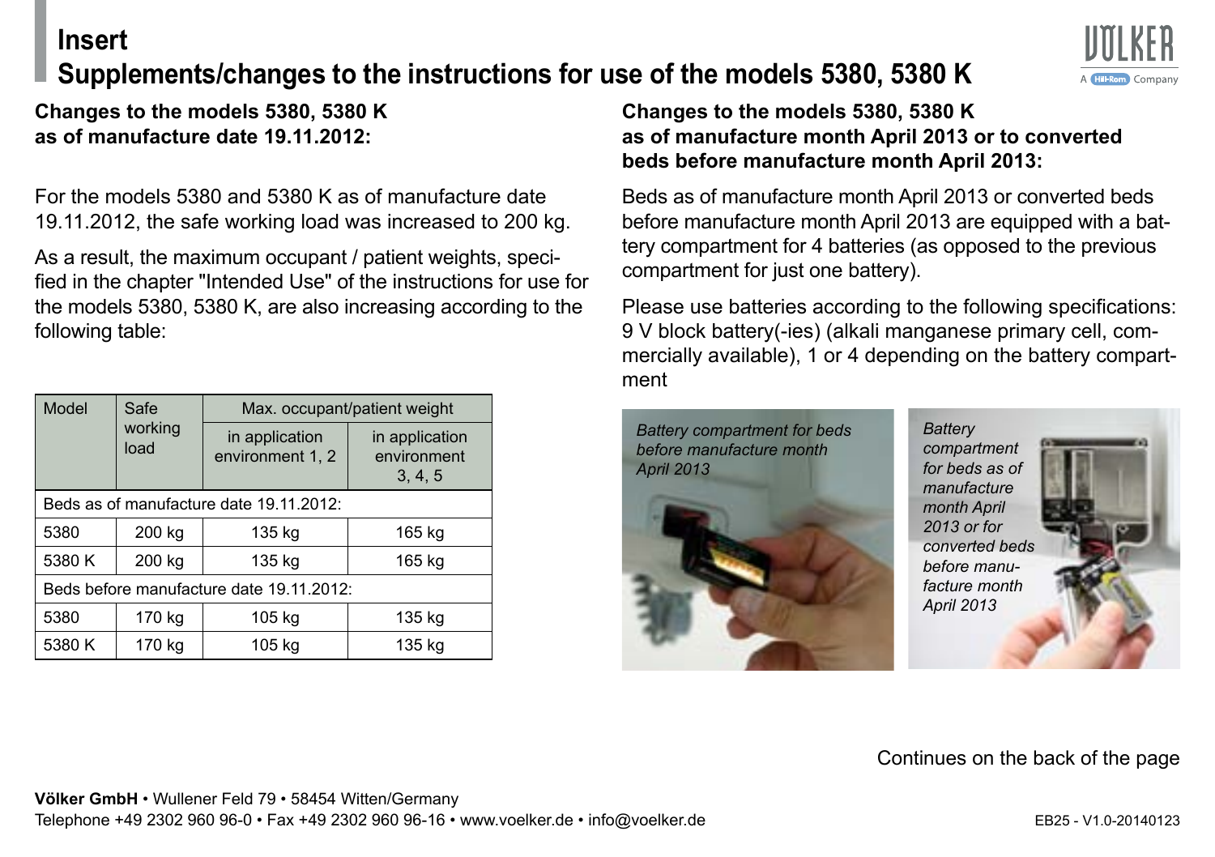# Insert

# Supplements/changes to the instructions for use of the models 5380, 5380 K

VÖLKER
A Hill-Rom Company

**Changes to the models 5380, 5380 K as of manufacture date 19.11.2012:**

For the models 5380 and 5380 K as of manufacture date 19.11.2012, the safe working load was increased to 200 kg.

As a result, the maximum occupant / patient weights, specified in the chapter "Intended Use" of the instructions for use for the models 5380, 5380 K, are also increasing according to the following table:

| Model | Safe working load | Max. occupant/patient weight | |
|---|---|---|---|
| | | in application environment 1, 2 | in application environment 3, 4, 5 |
| Beds as of manufacture date 19.11.2012: | | | |
| 5380 | 200 kg | 135 kg | 165 kg |
| 5380 K | 200 kg | 135 kg | 165 kg |
| Beds before manufacture date 19.11.2012: | | | |
| 5380 | 170 kg | 105 kg | 135 kg |
| 5380 K | 170 kg | 105 kg | 135 kg |

**Changes to the models 5380, 5380 K as of manufacture month April 2013 or to converted beds before manufacture month April 2013:**

Beds as of manufacture month April 2013 or converted beds before manufacture month April 2013 are equipped with a battery compartment for 4 batteries (as opposed to the previous compartment for just one battery).

Please use batteries according to the following specifications: 9 V block battery(-ies) (alkali manganese primary cell, commercially available), 1 or 4 depending on the battery compartment

*Battery compartment for beds before manufacture month April 2013*

*Battery compartment for beds as of manufacture month April 2013 or for converted beds before manufacture month April 2013*

Continues on the back of the page

**Völker GmbH** • Wullener Feld 79 • 58454 Witten/Germany
Telephone +49 2302 960 96-0 • Fax +49 2302 960 96-16 • www.voelker.de • info@voelker.de

EB25 - V1.0-20140123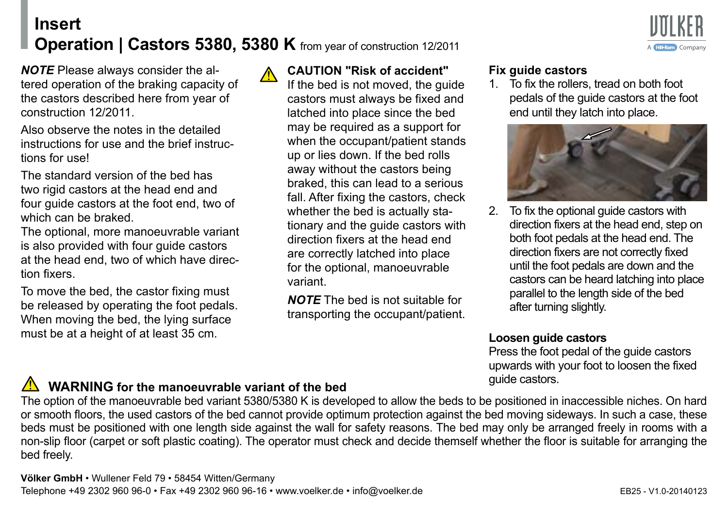# Insert

# Operation | Castors 5380, 5380 K from year of construction 12/2011

***NOTE*** Please always consider the altered operation of the braking capacity of the castors described here from year of construction 12/2011.

Also observe the notes in the detailed instructions for use and the brief instructions for use!

The standard version of the bed has two rigid castors at the head end and four guide castors at the foot end, two of which can be braked.
The optional, more manoeuvrable variant is also provided with four guide castors at the head end, two of which have direction fixers.

To move the bed, the castor fixing must be released by operating the foot pedals. When moving the bed, the lying surface must be at a height of at least 35 cm.

⚠ **CAUTION "Risk of accident"**
If the bed is not moved, the guide castors must always be fixed and latched into place since the bed may be required as a support for when the occupant/patient stands up or lies down. If the bed rolls away without the castors being braked, this can lead to a serious fall. After fixing the castors, check whether the bed is actually stationary and the guide castors with direction fixers at the head end are correctly latched into place for the optional, manoeuvrable variant.

***NOTE*** The bed is not suitable for transporting the occupant/patient.

**Fix guide castors**

1. To fix the rollers, tread on both foot pedals of the guide castors at the foot end until they latch into place.
2. To fix the optional guide castors with direction fixers at the head end, step on both foot pedals at the head end. The direction fixers are not correctly fixed until the foot pedals are down and the castors can be heard latching into place parallel to the length side of the bed after turning slightly.

**Loosen guide castors**

Press the foot pedal of the guide castors upwards with your foot to loosen the fixed guide castors.

⚠ **WARNING for the manoeuvrable variant of the bed**

The option of the manoeuvrable bed variant 5380/5380 K is developed to allow the beds to be positioned in inaccessible niches. On hard or smooth floors, the used castors of the bed cannot provide optimum protection against the bed moving sideways. In such a case, these beds must be positioned with one length side against the wall for safety reasons. The bed may only be arranged freely in rooms with a non-slip floor (carpet or soft plastic coating). The operator must check and decide themself whether the floor is suitable for arranging the bed freely.

**Völker GmbH** • Wullener Feld 79 • 58454 Witten/Germany
Telephone +49 2302 960 96-0 • Fax +49 2302 960 96-16 • www.voelker.de • info@voelker.de

EB25 - V1.0-20140123